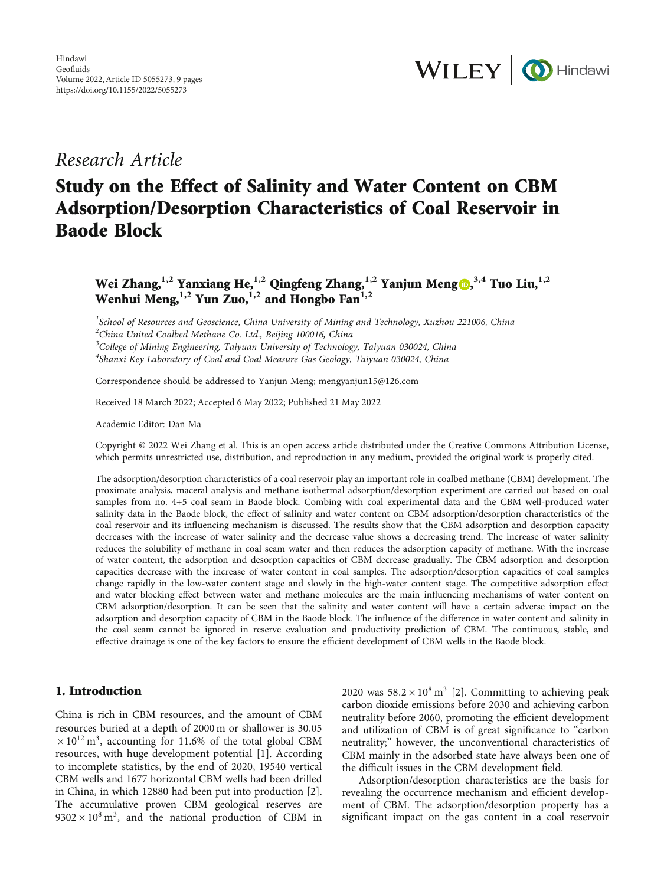Hindawi
Geofluids
Volume 2022, Article ID 5055273, 9 pages
https://doi.org/10.1155/2022/5055273

*Research Article*

# Study on the Effect of Salinity and Water Content on CBM Adsorption/Desorption Characteristics of Coal Reservoir in Baode Block

**Wei Zhang,[1,2] Yanxiang He,[1,2] Qingfeng Zhang,[1,2] Yanjun Meng,[3,4] Tuo Liu,[1,2] Wenhui Meng,[1,2] Yun Zuo,[1,2] and Hongbo Fan[1,2]**

[1]*School of Resources and Geoscience, China University of Mining and Technology, Xuzhou 221006, China*
[2]*China United Coalbed Methane Co. Ltd., Beijing 100016, China*
[3]*College of Mining Engineering, Taiyuan University of Technology, Taiyuan 030024, China*
[4]*Shanxi Key Laboratory of Coal and Coal Measure Gas Geology, Taiyuan 030024, China*

Correspondence should be addressed to Yanjun Meng; mengyanjun15@126.com

Received 18 March 2022; Accepted 6 May 2022; Published 21 May 2022

Academic Editor: Dan Ma

Copyright © 2022 Wei Zhang et al. This is an open access article distributed under the Creative Commons Attribution License, which permits unrestricted use, distribution, and reproduction in any medium, provided the original work is properly cited.

The adsorption/desorption characteristics of a coal reservoir play an important role in coalbed methane (CBM) development. The proximate analysis, maceral analysis and methane isothermal adsorption/desorption experiment are carried out based on coal samples from no. 4+5 coal seam in Baode block. Combing with coal experimental data and the CBM well-produced water salinity data in the Baode block, the effect of salinity and water content on CBM adsorption/desorption characteristics of the coal reservoir and its influencing mechanism is discussed. The results show that the CBM adsorption and desorption capacity decreases with the increase of water salinity and the decrease value shows a decreasing trend. The increase of water salinity reduces the solubility of methane in coal seam water and then reduces the adsorption capacity of methane. With the increase of water content, the adsorption and desorption capacities of CBM decrease gradually. The CBM adsorption and desorption capacities decrease with the increase of water content in coal samples. The adsorption/desorption capacities of coal samples change rapidly in the low-water content stage and slowly in the high-water content stage. The competitive adsorption effect and water blocking effect between water and methane molecules are the main influencing mechanisms of water content on CBM adsorption/desorption. It can be seen that the salinity and water content will have a certain adverse impact on the adsorption and desorption capacity of CBM in the Baode block. The influence of the difference in water content and salinity in the coal seam cannot be ignored in reserve evaluation and productivity prediction of CBM. The continuous, stable, and effective drainage is one of the key factors to ensure the efficient development of CBM wells in the Baode block.

## 1. Introduction

China is rich in CBM resources, and the amount of CBM resources buried at a depth of 2000 m or shallower is $30.05 \times 10^{12}$ m$^3$, accounting for 11.6% of the total global CBM resources, with huge development potential [1]. According to incomplete statistics, by the end of 2020, 19540 vertical CBM wells and 1677 horizontal CBM wells had been drilled in China, in which 12880 had been put into production [2]. The accumulative proven CBM geological reserves are $9302 \times 10^8$ m$^3$, and the national production of CBM in 2020 was $58.2 \times 10^8$ m$^3$ [2]. Committing to achieving peak carbon dioxide emissions before 2030 and achieving carbon neutrality before 2060, promoting the efficient development and utilization of CBM is of great significance to "carbon neutrality;" however, the unconventional characteristics of CBM mainly in the adsorbed state have always been one of the difficult issues in the CBM development field.

Adsorption/desorption characteristics are the basis for revealing the occurrence mechanism and efficient development of CBM. The adsorption/desorption property has a significant impact on the gas content in a coal reservoir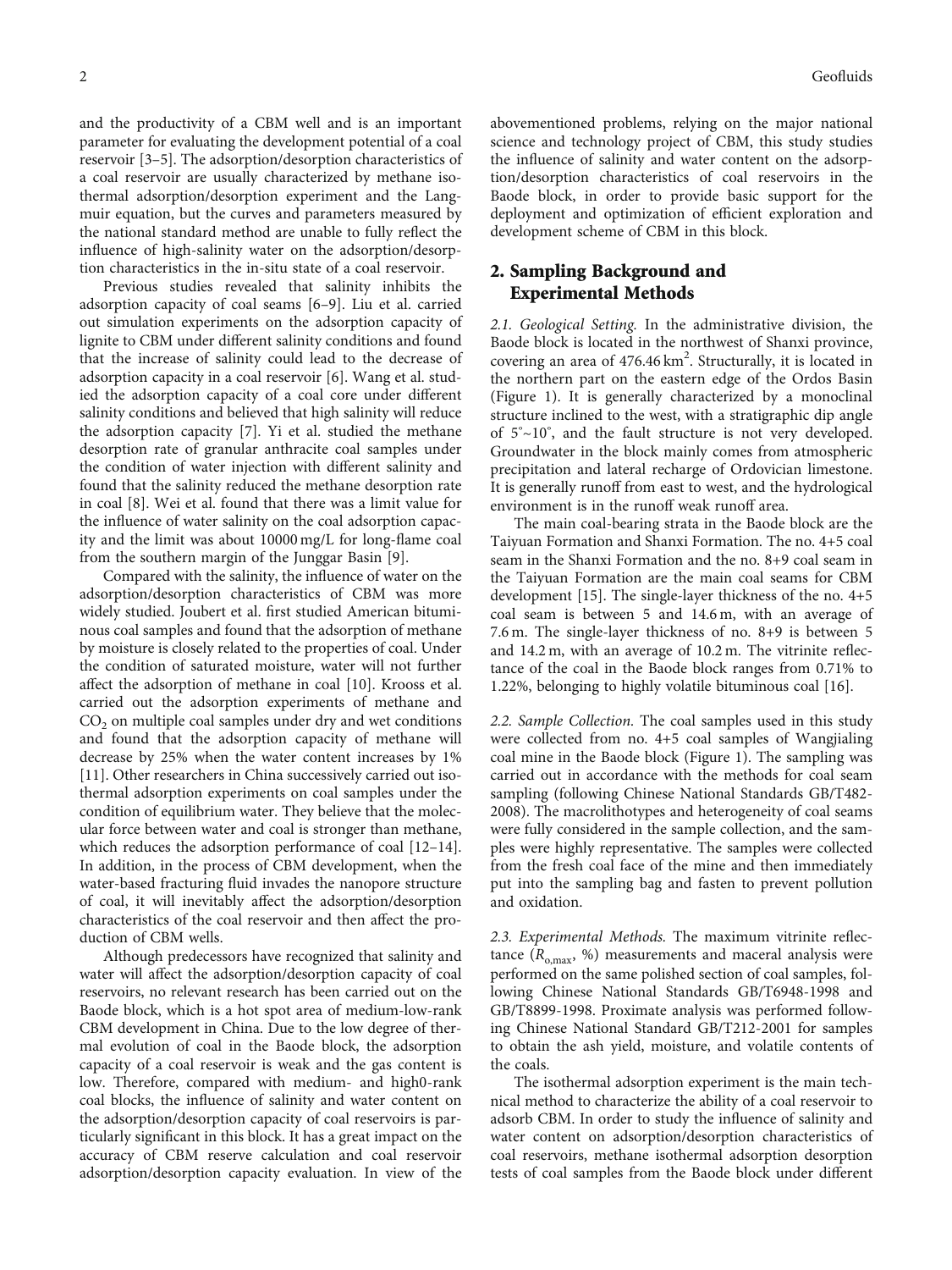and the productivity of a CBM well and is an important parameter for evaluating the development potential of a coal reservoir [3–5]. The adsorption/desorption characteristics of a coal reservoir are usually characterized by methane isothermal adsorption/desorption experiment and the Langmuir equation, but the curves and parameters measured by the national standard method are unable to fully reflect the influence of high-salinity water on the adsorption/desorption characteristics in the in-situ state of a coal reservoir.

Previous studies revealed that salinity inhibits the adsorption capacity of coal seams [6–9]. Liu et al. carried out simulation experiments on the adsorption capacity of lignite to CBM under different salinity conditions and found that the increase of salinity could lead to the decrease of adsorption capacity in a coal reservoir [6]. Wang et al. studied the adsorption capacity of a coal core under different salinity conditions and believed that high salinity will reduce the adsorption capacity [7]. Yi et al. studied the methane desorption rate of granular anthracite coal samples under the condition of water injection with different salinity and found that the salinity reduced the methane desorption rate in coal [8]. Wei et al. found that there was a limit value for the influence of water salinity on the coal adsorption capacity and the limit was about 10000 mg/L for long-flame coal from the southern margin of the Junggar Basin [9].

Compared with the salinity, the influence of water on the adsorption/desorption characteristics of CBM was more widely studied. Joubert et al. first studied American bituminous coal samples and found that the adsorption of methane by moisture is closely related to the properties of coal. Under the condition of saturated moisture, water will not further affect the adsorption of methane in coal [10]. Krooss et al. carried out the adsorption experiments of methane and $CO_2$ on multiple coal samples under dry and wet conditions and found that the adsorption capacity of methane will decrease by 25% when the water content increases by 1% [11]. Other researchers in China successively carried out isothermal adsorption experiments on coal samples under the condition of equilibrium water. They believe that the molecular force between water and coal is stronger than methane, which reduces the adsorption performance of coal [12–14]. In addition, in the process of CBM development, when the water-based fracturing fluid invades the nanopore structure of coal, it will inevitably affect the adsorption/desorption characteristics of the coal reservoir and then affect the production of CBM wells.

Although predecessors have recognized that salinity and water will affect the adsorption/desorption capacity of coal reservoirs, no relevant research has been carried out on the Baode block, which is a hot spot area of medium-low-rank CBM development in China. Due to the low degree of thermal evolution of coal in the Baode block, the adsorption capacity of a coal reservoir is weak and the gas content is low. Therefore, compared with medium- and high0-rank coal blocks, the influence of salinity and water content on the adsorption/desorption capacity of coal reservoirs is particularly significant in this block. It has a great impact on the accuracy of CBM reserve calculation and coal reservoir adsorption/desorption capacity evaluation. In view of the abovementioned problems, relying on the major national science and technology project of CBM, this study studies the influence of salinity and water content on the adsorption/desorption characteristics of coal reservoirs in the Baode block, in order to provide basic support for the deployment and optimization of efficient exploration and development scheme of CBM in this block.

## 2. Sampling Background and Experimental Methods

*2.1. Geological Setting.* In the administrative division, the Baode block is located in the northwest of Shanxi province, covering an area of 476.46 km$^2$. Structurally, it is located in the northern part on the eastern edge of the Ordos Basin (Figure 1). It is generally characterized by a monoclinal structure inclined to the west, with a stratigraphic dip angle of 5°~10°, and the fault structure is not very developed. Groundwater in the block mainly comes from atmospheric precipitation and lateral recharge of Ordovician limestone. It is generally runoff from east to west, and the hydrological environment is in the runoff weak runoff area.

The main coal-bearing strata in the Baode block are the Taiyuan Formation and Shanxi Formation. The no. 4+5 coal seam in the Shanxi Formation and the no. 8+9 coal seam in the Taiyuan Formation are the main coal seams for CBM development [15]. The single-layer thickness of the no. 4+5 coal seam is between 5 and 14.6 m, with an average of 7.6 m. The single-layer thickness of no. 8+9 is between 5 and 14.2 m, with an average of 10.2 m. The vitrinite reflectance of the coal in the Baode block ranges from 0.71% to 1.22%, belonging to highly volatile bituminous coal [16].

*2.2. Sample Collection.* The coal samples used in this study were collected from no. 4+5 coal samples of Wangjialing coal mine in the Baode block (Figure 1). The sampling was carried out in accordance with the methods for coal seam sampling (following Chinese National Standards GB/T482-2008). The macrolithotypes and heterogeneity of coal seams were fully considered in the sample collection, and the samples were highly representative. The samples were collected from the fresh coal face of the mine and then immediately put into the sampling bag and fasten to prevent pollution and oxidation.

*2.3. Experimental Methods.* The maximum vitrinite reflectance ($R_{o,max}$, %) measurements and maceral analysis were performed on the same polished section of coal samples, following Chinese National Standards GB/T6948-1998 and GB/T8899-1998. Proximate analysis was performed following Chinese National Standard GB/T212-2001 for samples to obtain the ash yield, moisture, and volatile contents of the coals.

The isothermal adsorption experiment is the main technical method to characterize the ability of a coal reservoir to adsorb CBM. In order to study the influence of salinity and water content on adsorption/desorption characteristics of coal reservoirs, methane isothermal adsorption desorption tests of coal samples from the Baode block under different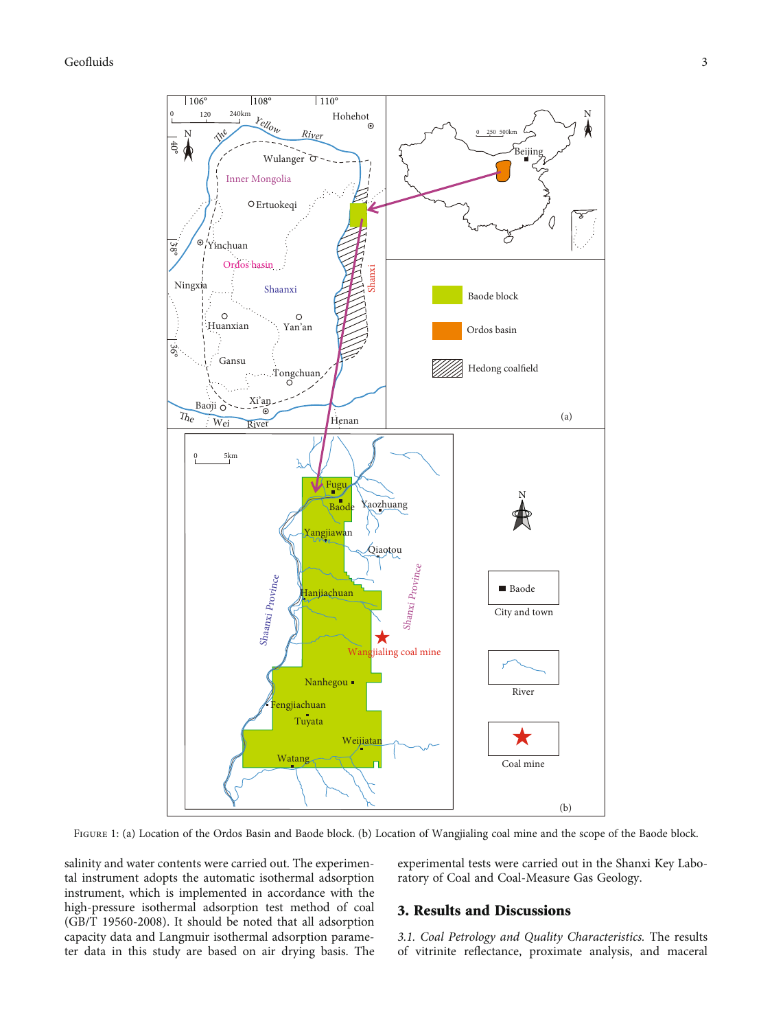Figure 1: (a) Location of the Ordos Basin and Baode block. (b) Location of Wangjialing coal mine and the scope of the Baode block.

salinity and water contents were carried out. The experimental instrument adopts the automatic isothermal adsorption instrument, which is implemented in accordance with the high-pressure isothermal adsorption test method of coal (GB/T 19560-2008). It should be noted that all adsorption capacity data and Langmuir isothermal adsorption parameter data in this study are based on air drying basis. The experimental tests were carried out in the Shanxi Key Laboratory of Coal and Coal-Measure Gas Geology.

## 3. Results and Discussions

*3.1. Coal Petrology and Quality Characteristics.* The results of vitrinite reflectance, proximate analysis, and maceral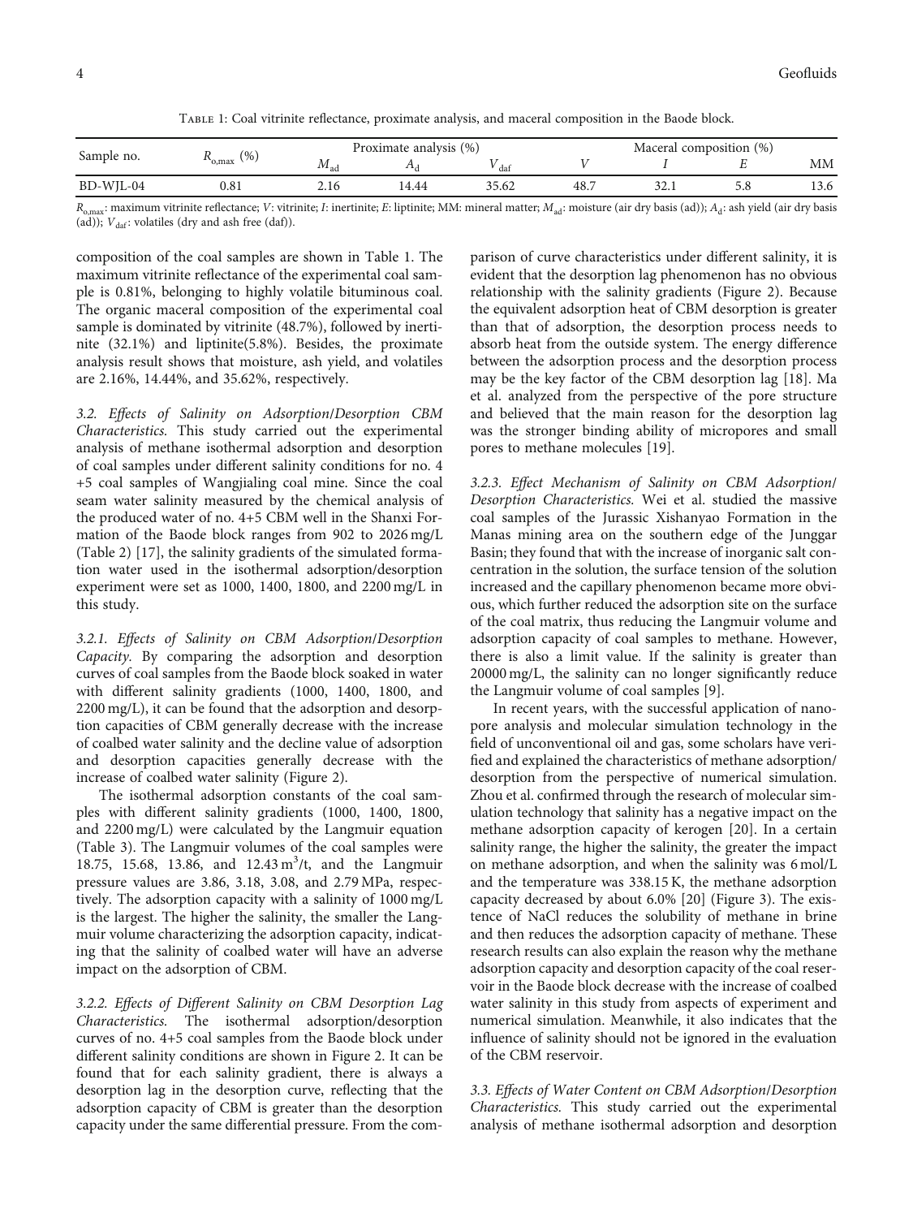Table 1: Coal vitrinite reflectance, proximate analysis, and maceral composition in the Baode block.

| Sample no. | $R_{o,max}$ (%) | Proximate analysis (%) | | | Maceral composition (%) | | | |
|---|---|---|---|---|---|---|---|---|
| | | $M_{ad}$ | $A_d$ | $V_{daf}$ | $V$ | $I$ | $E$ | MM |
| BD-WJL-04 | 0.81 | 2.16 | 14.44 | 35.62 | 48.7 | 32.1 | 5.8 | 13.6 |

$R_{o,max}$: maximum vitrinite reflectance; $V$: vitrinite; $I$: inertinite; $E$: liptinite; MM: mineral matter; $M_{ad}$: moisture (air dry basis (ad)); $A_d$: ash yield (air dry basis (ad)); $V_{daf}$: volatiles (dry and ash free (daf)).

composition of the coal samples are shown in Table 1. The maximum vitrinite reflectance of the experimental coal sample is 0.81%, belonging to highly volatile bituminous coal. The organic maceral composition of the experimental coal sample is dominated by vitrinite (48.7%), followed by inertinite (32.1%) and liptinite(5.8%). Besides, the proximate analysis result shows that moisture, ash yield, and volatiles are 2.16%, 14.44%, and 35.62%, respectively.

### 3.2. Effects of Salinity on Adsorption/Desorption CBM Characteristics.

This study carried out the experimental analysis of methane isothermal adsorption and desorption of coal samples under different salinity conditions for no. 4+5 coal samples of Wangjialing coal mine. Since the coal seam water salinity measured by the chemical analysis of the produced water of no. 4+5 CBM well in the Shanxi Formation of the Baode block ranges from 902 to 2026 mg/L (Table 2) [17], the salinity gradients of the simulated formation water used in the isothermal adsorption/desorption experiment were set as 1000, 1400, 1800, and 2200 mg/L in this study.

#### 3.2.1. Effects of Salinity on CBM Adsorption/Desorption Capacity.

By comparing the adsorption and desorption curves of coal samples from the Baode block soaked in water with different salinity gradients (1000, 1400, 1800, and 2200 mg/L), it can be found that the adsorption and desorption capacities of CBM generally decrease with the increase of coalbed water salinity and the decline value of adsorption and desorption capacities generally decrease with the increase of coalbed water salinity (Figure 2).

The isothermal adsorption constants of the coal samples with different salinity gradients (1000, 1400, 1800, and 2200 mg/L) were calculated by the Langmuir equation (Table 3). The Langmuir volumes of the coal samples were 18.75, 15.68, 13.86, and 12.43 $m^3$/t, and the Langmuir pressure values are 3.86, 3.18, 3.08, and 2.79 MPa, respectively. The adsorption capacity with a salinity of 1000 mg/L is the largest. The higher the salinity, the smaller the Langmuir volume characterizing the adsorption capacity, indicating that the salinity of coalbed water will have an adverse impact on the adsorption of CBM.

#### 3.2.2. Effects of Different Salinity on CBM Desorption Lag Characteristics.

The isothermal adsorption/desorption curves of no. 4+5 coal samples from the Baode block under different salinity conditions are shown in Figure 2. It can be found that for each salinity gradient, there is always a desorption lag in the desorption curve, reflecting that the adsorption capacity of CBM is greater than the desorption capacity under the same differential pressure. From the comparison of curve characteristics under different salinity, it is evident that the desorption lag phenomenon has no obvious relationship with the salinity gradients (Figure 2). Because the equivalent adsorption heat of CBM desorption is greater than that of adsorption, the desorption process needs to absorb heat from the outside system. The energy difference between the adsorption process and the desorption process may be the key factor of the CBM desorption lag [18]. Ma et al. analyzed from the perspective of the pore structure and believed that the main reason for the desorption lag was the stronger binding ability of micropores and small pores to methane molecules [19].

#### 3.2.3. Effect Mechanism of Salinity on CBM Adsorption/Desorption Characteristics.

Wei et al. studied the massive coal samples of the Jurassic Xishanyao Formation in the Manas mining area on the southern edge of the Junggar Basin; they found that with the increase of inorganic salt concentration in the solution, the surface tension of the solution increased and the capillary phenomenon became more obvious, which further reduced the adsorption site on the surface of the coal matrix, thus reducing the Langmuir volume and adsorption capacity of coal samples to methane. However, there is also a limit value. If the salinity is greater than 20000 mg/L, the salinity can no longer significantly reduce the Langmuir volume of coal samples [9].

In recent years, with the successful application of nanopore analysis and molecular simulation technology in the field of unconventional oil and gas, some scholars have verified and explained the characteristics of methane adsorption/desorption from the perspective of numerical simulation. Zhou et al. confirmed through the research of molecular simulation technology that salinity has a negative impact on the methane adsorption capacity of kerogen [20]. In a certain salinity range, the higher the salinity, the greater the impact on methane adsorption, and when the salinity was 6 mol/L and the temperature was 338.15 K, the methane adsorption capacity decreased by about 6.0% [20] (Figure 3). The existence of NaCl reduces the solubility of methane in brine and then reduces the adsorption capacity of methane. These research results can also explain the reason why the methane adsorption capacity and desorption capacity of the coal reservoir in the Baode block decrease with the increase of coalbed water salinity in this study from aspects of experiment and numerical simulation. Meanwhile, it also indicates that the influence of salinity should not be ignored in the evaluation of the CBM reservoir.

### 3.3. Effects of Water Content on CBM Adsorption/Desorption Characteristics.

This study carried out the experimental analysis of methane isothermal adsorption and desorption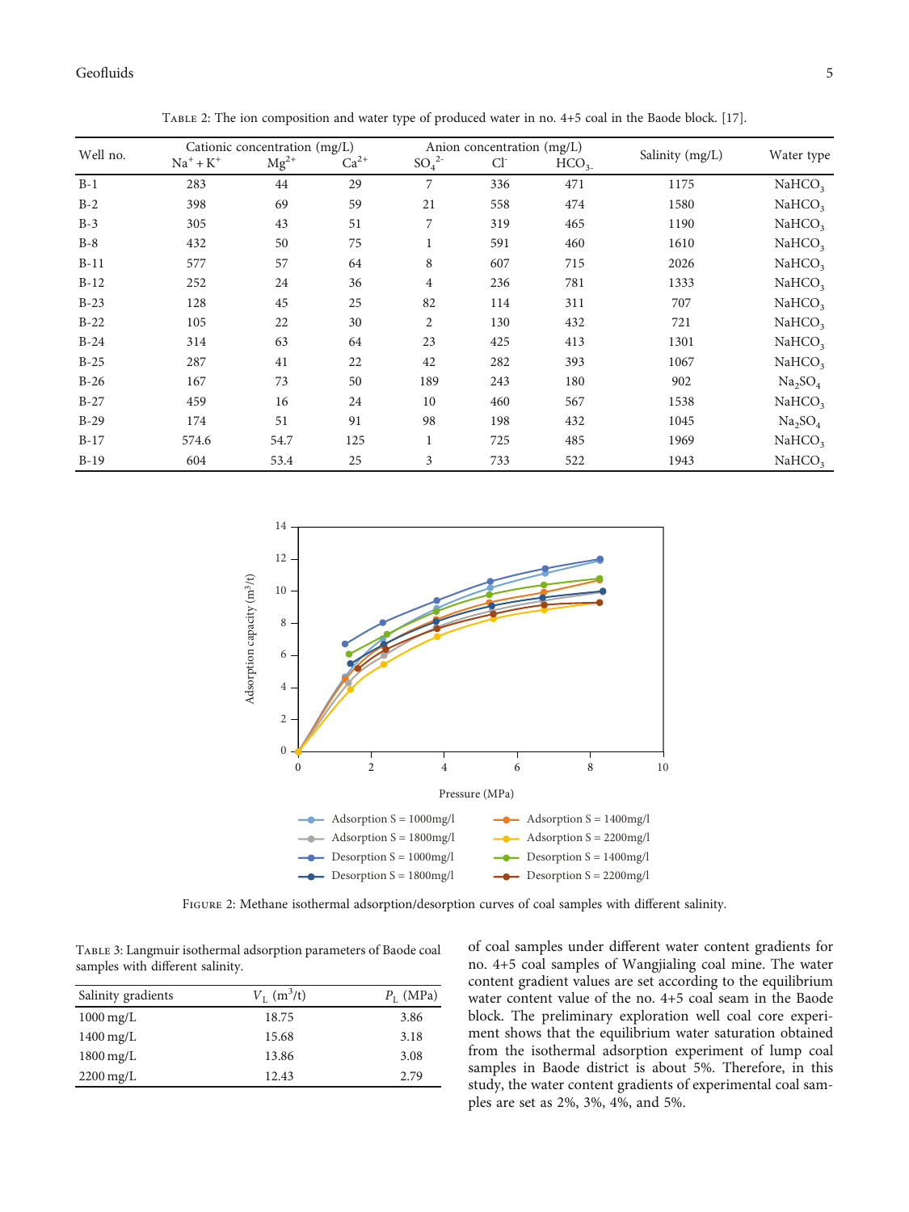Table 2: The ion composition and water type of produced water in no. 4+5 coal in the Baode block. [17].

| Well no. | Cationic concentration (mg/L) | | | Anion concentration (mg/L) | | | Salinity (mg/L) | Water type |
|---|---|---|---|---|---|---|---|---|
| | $Na^+ + K^+$ | $Mg^{2+}$ | $Ca^{2+}$ | $SO_4^{2-}$ | $Cl^-$ | $HCO_{3^-}$ | | |
| B-1 | 283 | 44 | 29 | 7 | 336 | 471 | 1175 | $NaHCO_3$ |
| B-2 | 398 | 69 | 59 | 21 | 558 | 474 | 1580 | $NaHCO_3$ |
| B-3 | 305 | 43 | 51 | 7 | 319 | 465 | 1190 | $NaHCO_3$ |
| B-8 | 432 | 50 | 75 | 1 | 591 | 460 | 1610 | $NaHCO_3$ |
| B-11 | 577 | 57 | 64 | 8 | 607 | 715 | 2026 | $NaHCO_3$ |
| B-12 | 252 | 24 | 36 | 4 | 236 | 781 | 1333 | $NaHCO_3$ |
| B-23 | 128 | 45 | 25 | 82 | 114 | 311 | 707 | $NaHCO_3$ |
| B-22 | 105 | 22 | 30 | 2 | 130 | 432 | 721 | $NaHCO_3$ |
| B-24 | 314 | 63 | 64 | 23 | 425 | 413 | 1301 | $NaHCO_3$ |
| B-25 | 287 | 41 | 22 | 42 | 282 | 393 | 1067 | $NaHCO_3$ |
| B-26 | 167 | 73 | 50 | 189 | 243 | 180 | 902 | $Na_2SO_4$ |
| B-27 | 459 | 16 | 24 | 10 | 460 | 567 | 1538 | $NaHCO_3$ |
| B-29 | 174 | 51 | 91 | 98 | 198 | 432 | 1045 | $Na_2SO_4$ |
| B-17 | 574.6 | 54.7 | 125 | 1 | 725 | 485 | 1969 | $NaHCO_3$ |
| B-19 | 604 | 53.4 | 25 | 3 | 733 | 522 | 1943 | $NaHCO_3$ |

Figure 2: Methane isothermal adsorption/desorption curves of coal samples with different salinity.

Table 3: Langmuir isothermal adsorption parameters of Baode coal samples with different salinity.

| Salinity gradients | $V_L$ ($m^3$/t) | $P_L$ (MPa) |
|---|---|---|
| 1000 mg/L | 18.75 | 3.86 |
| 1400 mg/L | 15.68 | 3.18 |
| 1800 mg/L | 13.86 | 3.08 |
| 2200 mg/L | 12.43 | 2.79 |

of coal samples under different water content gradients for no. 4+5 coal samples of Wangjialing coal mine. The water content gradient values are set according to the equilibrium water content value of the no. 4+5 coal seam in the Baode block. The preliminary exploration well coal core experiment shows that the equilibrium water saturation obtained from the isothermal adsorption experiment of lump coal samples in Baode district is about 5%. Therefore, in this study, the water content gradients of experimental coal samples are set as 2%, 3%, 4%, and 5%.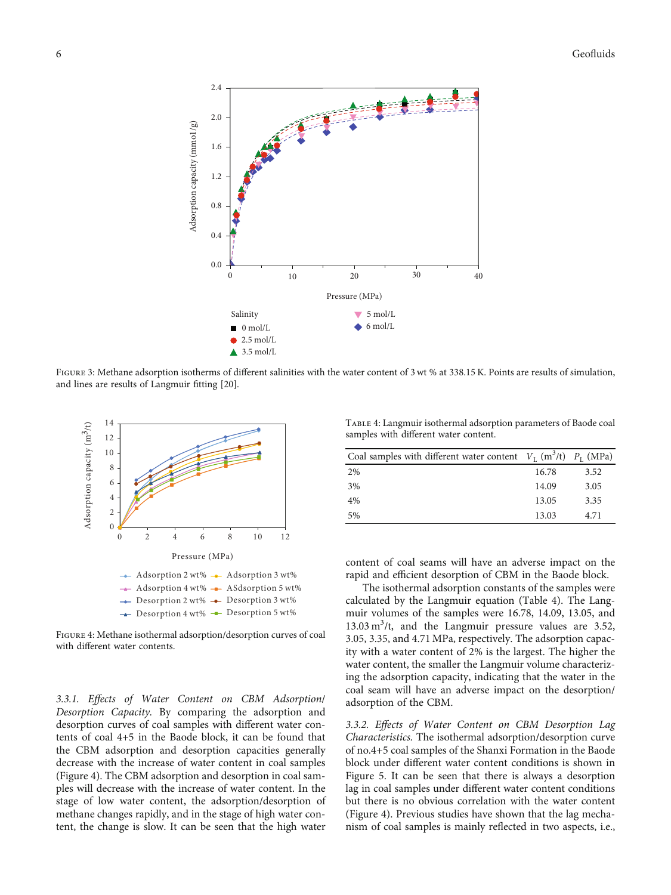Figure 3: Methane adsorption isotherms of different salinities with the water content of 3 wt % at 338.15 K. Points are results of simulation, and lines are results of Langmuir fitting [20].

Figure 4: Methane isothermal adsorption/desorption curves of coal with different water contents.

#### 3.3.1. *Effects of Water Content on CBM Adsorption/Desorption Capacity.*

By comparing the adsorption and desorption curves of coal samples with different water contents of coal 4+5 in the Baode block, it can be found that the CBM adsorption and desorption capacities generally decrease with the increase of water content in coal samples (Figure 4). The CBM adsorption and desorption in coal samples will decrease with the increase of water content. In the stage of low water content, the adsorption/desorption of methane changes rapidly, and in the stage of high water content, the change is slow. It can be seen that the high water content of coal seams will have an adverse impact on the rapid and efficient desorption of CBM in the Baode block.

Table 4: Langmuir isothermal adsorption parameters of Baode coal samples with different water content.

| Coal samples with different water content | $V_L$ ($m^3$/t) | $P_L$ (MPa) |
| --- | --- | --- |
| 2% | 16.78 | 3.52 |
| 3% | 14.09 | 3.05 |
| 4% | 13.05 | 3.35 |
| 5% | 13.03 | 4.71 |

The isothermal adsorption constants of the samples were calculated by the Langmuir equation (Table 4). The Langmuir volumes of the samples were 16.78, 14.09, 13.05, and 13.03 $m^3$/t, and the Langmuir pressure values are 3.52, 3.05, 3.35, and 4.71 MPa, respectively. The adsorption capacity with a water content of 2% is the largest. The higher the water content, the smaller the Langmuir volume characterizing the adsorption capacity, indicating that the water in the coal seam will have an adverse impact on the desorption/adsorption of the CBM.

#### 3.3.2. *Effects of Water Content on CBM Desorption Lag Characteristics.*

The isothermal adsorption/desorption curve of no.4+5 coal samples of the Shanxi Formation in the Baode block under different water content conditions is shown in Figure 5. It can be seen that there is always a desorption lag in coal samples under different water content conditions but there is no obvious correlation with the water content (Figure 4). Previous studies have shown that the lag mechanism of coal samples is mainly reflected in two aspects, i.e.,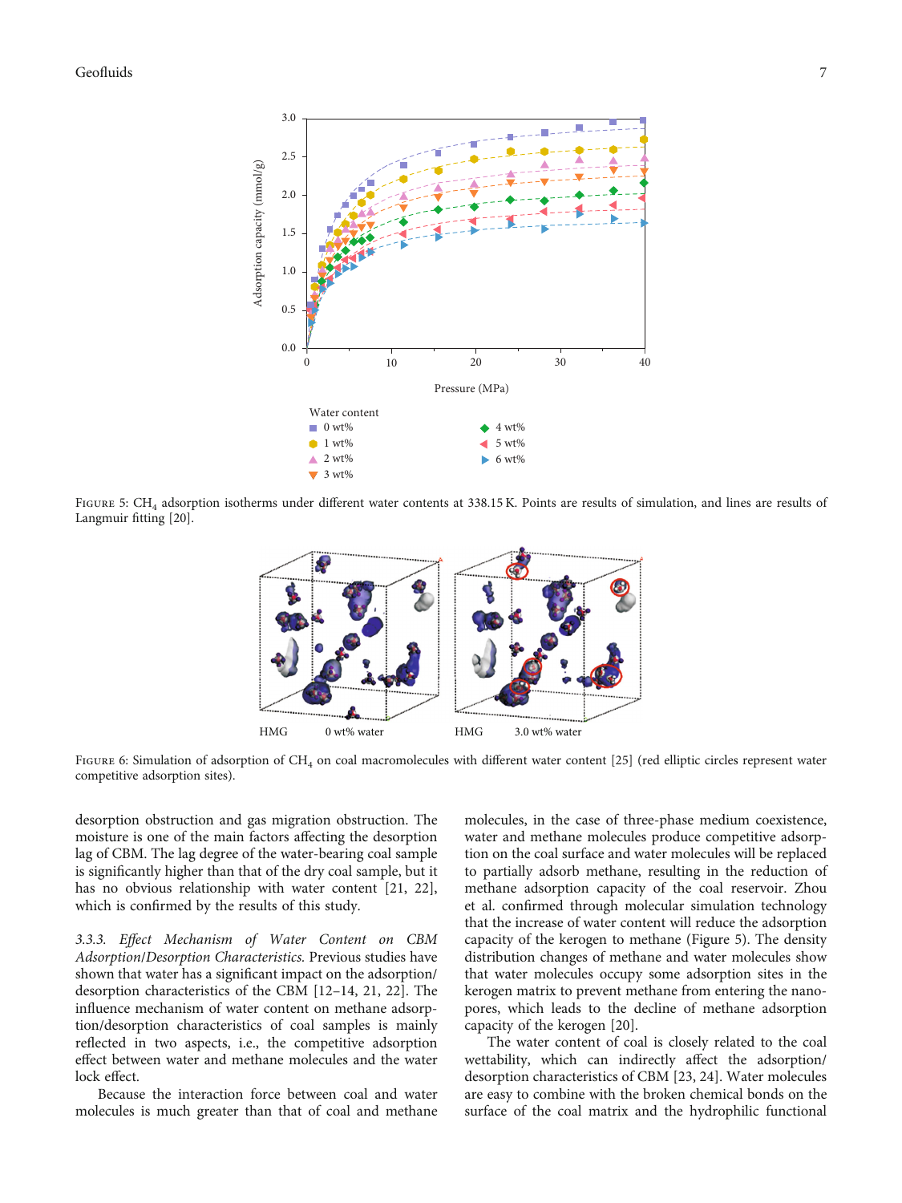Figure 5: $CH_4$ adsorption isotherms under different water contents at 338.15 K. Points are results of simulation, and lines are results of Langmuir fitting [20].

Figure 6: Simulation of adsorption of $CH_4$ on coal macromolecules with different water content [25] (red elliptic circles represent water competitive adsorption sites).

desorption obstruction and gas migration obstruction. The moisture is one of the main factors affecting the desorption lag of CBM. The lag degree of the water-bearing coal sample is significantly higher than that of the dry coal sample, but it has no obvious relationship with water content [21, 22], which is confirmed by the results of this study.

*3.3.3. Effect Mechanism of Water Content on CBM Adsorption/Desorption Characteristics.* Previous studies have shown that water has a significant impact on the adsorption/desorption characteristics of the CBM [12–14, 21, 22]. The influence mechanism of water content on methane adsorption/desorption characteristics of coal samples is mainly reflected in two aspects, i.e., the competitive adsorption effect between water and methane molecules and the water lock effect.

Because the interaction force between coal and water molecules is much greater than that of coal and methane molecules, in the case of three-phase medium coexistence, water and methane molecules produce competitive adsorption on the coal surface and water molecules will be replaced to partially adsorb methane, resulting in the reduction of methane adsorption capacity of the coal reservoir. Zhou et al. confirmed through molecular simulation technology that the increase of water content will reduce the adsorption capacity of the kerogen to methane (Figure 5). The density distribution changes of methane and water molecules show that water molecules occupy some adsorption sites in the kerogen matrix to prevent methane from entering the nanopores, which leads to the decline of methane adsorption capacity of the kerogen [20].

The water content of coal is closely related to the coal wettability, which can indirectly affect the adsorption/desorption characteristics of CBM [23, 24]. Water molecules are easy to combine with the broken chemical bonds on the surface of the coal matrix and the hydrophilic functional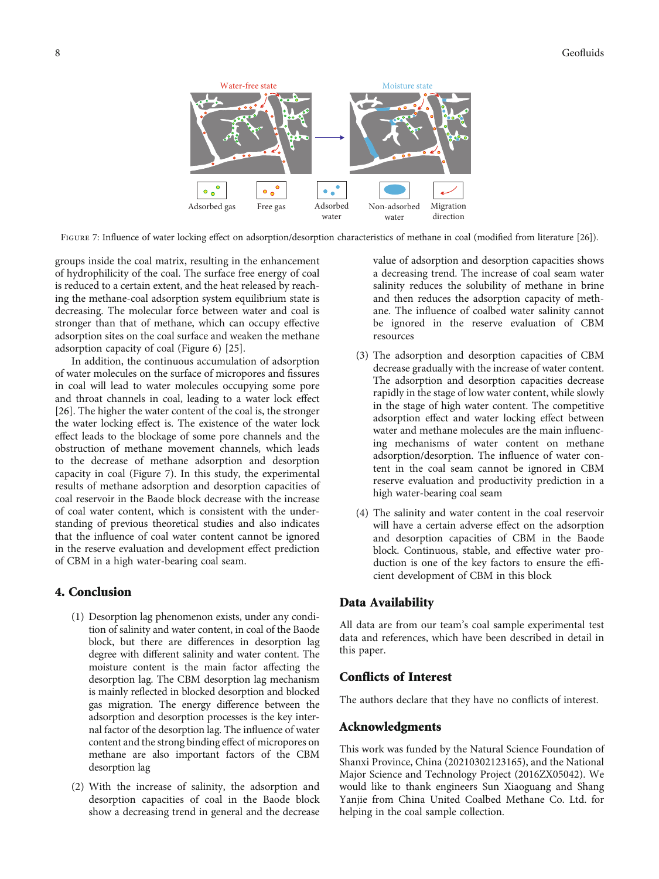FIGURE 7: Influence of water locking effect on adsorption/desorption characteristics of methane in coal (modified from literature [26]).

groups inside the coal matrix, resulting in the enhancement of hydrophilicity of the coal. The surface free energy of coal is reduced to a certain extent, and the heat released by reaching the methane-coal adsorption system equilibrium state is decreasing. The molecular force between water and coal is stronger than that of methane, which can occupy effective adsorption sites on the coal surface and weaken the methane adsorption capacity of coal (Figure 6) [25].

In addition, the continuous accumulation of adsorption of water molecules on the surface of micropores and fissures in coal will lead to water molecules occupying some pore and throat channels in coal, leading to a water lock effect [26]. The higher the water content of the coal is, the stronger the water locking effect is. The existence of the water lock effect leads to the blockage of some pore channels and the obstruction of methane movement channels, which leads to the decrease of methane adsorption and desorption capacity in coal (Figure 7). In this study, the experimental results of methane adsorption and desorption capacities of coal reservoir in the Baode block decrease with the increase of coal water content, which is consistent with the understanding of previous theoretical studies and also indicates that the influence of coal water content cannot be ignored in the reserve evaluation and development effect prediction of CBM in a high water-bearing coal seam.

## 4. Conclusion

(1) Desorption lag phenomenon exists, under any condition of salinity and water content, in coal of the Baode block, but there are differences in desorption lag degree with different salinity and water content. The moisture content is the main factor affecting the desorption lag. The CBM desorption lag mechanism is mainly reflected in blocked desorption and blocked gas migration. The energy difference between the adsorption and desorption processes is the key internal factor of the desorption lag. The influence of water content and the strong binding effect of micropores on methane are also important factors of the CBM desorption lag

(2) With the increase of salinity, the adsorption and desorption capacities of coal in the Baode block show a decreasing trend in general and the decrease value of adsorption and desorption capacities shows a decreasing trend. The increase of coal seam water salinity reduces the solubility of methane in brine and then reduces the adsorption capacity of methane. The influence of coalbed water salinity cannot be ignored in the reserve evaluation of CBM resources

(3) The adsorption and desorption capacities of CBM decrease gradually with the increase of water content. The adsorption and desorption capacities decrease rapidly in the stage of low water content, while slowly in the stage of high water content. The competitive adsorption effect and water locking effect between water and methane molecules are the main influencing mechanisms of water content on methane adsorption/desorption. The influence of water content in the coal seam cannot be ignored in CBM reserve evaluation and productivity prediction in a high water-bearing coal seam

(4) The salinity and water content in the coal reservoir will have a certain adverse effect on the adsorption and desorption capacities of CBM in the Baode block. Continuous, stable, and effective water production is one of the key factors to ensure the efficient development of CBM in this block

## Data Availability

All data are from our team's coal sample experimental test data and references, which have been described in detail in this paper.

## Conflicts of Interest

The authors declare that they have no conflicts of interest.

## Acknowledgments

This work was funded by the Natural Science Foundation of Shanxi Province, China (20210302123165), and the National Major Science and Technology Project (2016ZX05042). We would like to thank engineers Sun Xiaoguang and Shang Yanjie from China United Coalbed Methane Co. Ltd. for helping in the coal sample collection.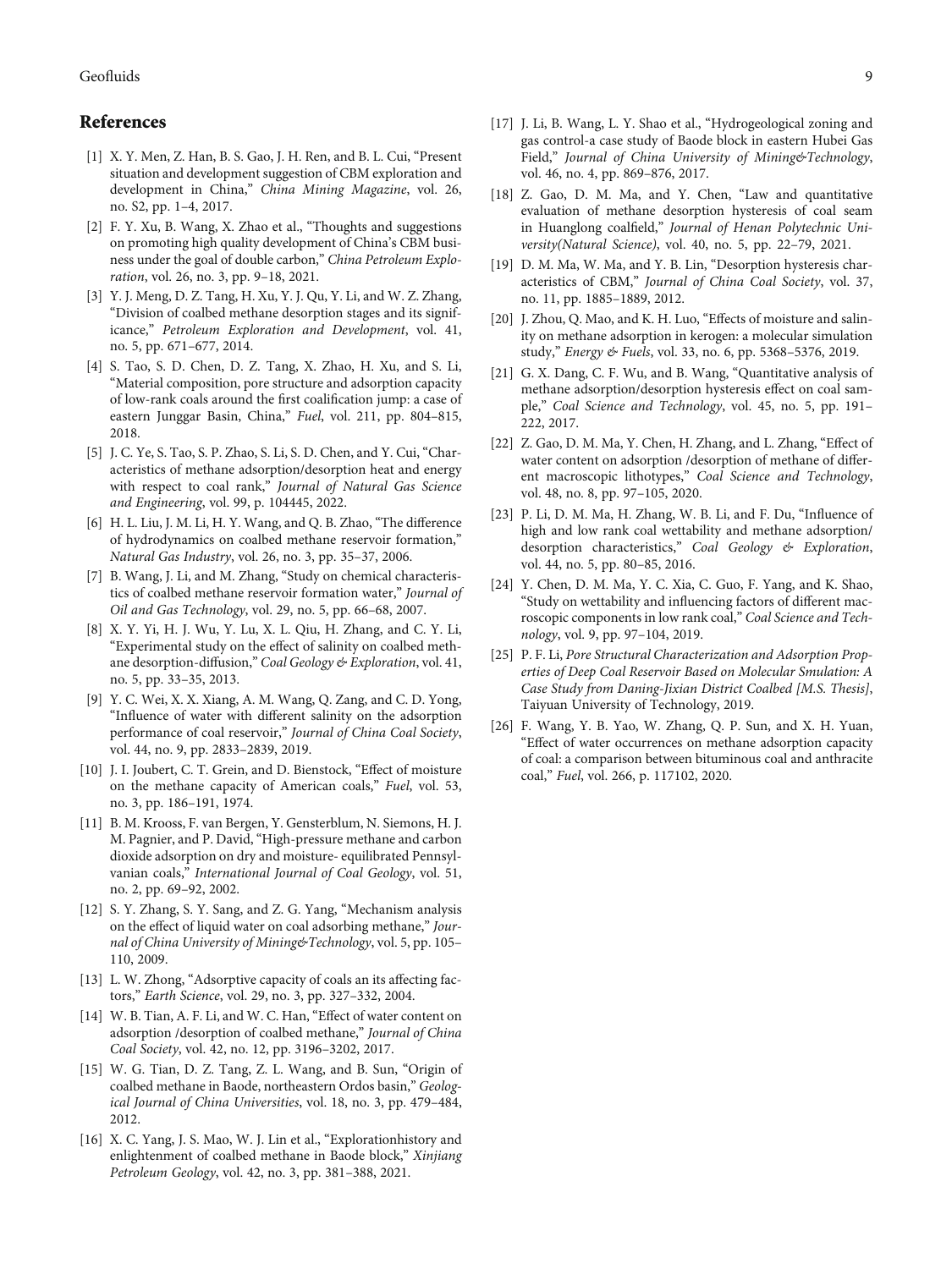## References

[1] X. Y. Men, Z. Han, B. S. Gao, J. H. Ren, and B. L. Cui, "Present situation and development suggestion of CBM exploration and development in China," *China Mining Magazine*, vol. 26, no. S2, pp. 1–4, 2017.

[2] F. Y. Xu, B. Wang, X. Zhao et al., "Thoughts and suggestions on promoting high quality development of China's CBM business under the goal of double carbon," *China Petroleum Exploration*, vol. 26, no. 3, pp. 9–18, 2021.

[3] Y. J. Meng, D. Z. Tang, H. Xu, Y. J. Qu, Y. Li, and W. Z. Zhang, "Division of coalbed methane desorption stages and its significance," *Petroleum Exploration and Development*, vol. 41, no. 5, pp. 671–677, 2014.

[4] S. Tao, S. D. Chen, D. Z. Tang, X. Zhao, H. Xu, and S. Li, "Material composition, pore structure and adsorption capacity of low-rank coals around the first coalification jump: a case of eastern Junggar Basin, China," *Fuel*, vol. 211, pp. 804–815, 2018.

[5] J. C. Ye, S. Tao, S. P. Zhao, S. Li, S. D. Chen, and Y. Cui, "Characteristics of methane adsorption/desorption heat and energy with respect to coal rank," *Journal of Natural Gas Science and Engineering*, vol. 99, p. 104445, 2022.

[6] H. L. Liu, J. M. Li, H. Y. Wang, and Q. B. Zhao, "The difference of hydrodynamics on coalbed methane reservoir formation," *Natural Gas Industry*, vol. 26, no. 3, pp. 35–37, 2006.

[7] B. Wang, J. Li, and M. Zhang, "Study on chemical characteristics of coalbed methane reservoir formation water," *Journal of Oil and Gas Technology*, vol. 29, no. 5, pp. 66–68, 2007.

[8] X. Y. Yi, H. J. Wu, Y. Lu, X. L. Qiu, H. Zhang, and C. Y. Li, "Experimental study on the effect of salinity on coalbed methane desorption-diffusion," *Coal Geology & Exploration*, vol. 41, no. 5, pp. 33–35, 2013.

[9] Y. C. Wei, X. X. Xiang, A. M. Wang, Q. Zang, and C. D. Yong, "Influence of water with different salinity on the adsorption performance of coal reservoir," *Journal of China Coal Society*, vol. 44, no. 9, pp. 2833–2839, 2019.

[10] J. I. Joubert, C. T. Grein, and D. Bienstock, "Effect of moisture on the methane capacity of American coals," *Fuel*, vol. 53, no. 3, pp. 186–191, 1974.

[11] B. M. Krooss, F. van Bergen, Y. Gensterblum, N. Siemons, H. J. M. Pagnier, and P. David, "High-pressure methane and carbon dioxide adsorption on dry and moisture- equilibrated Pennsylvanian coals," *International Journal of Coal Geology*, vol. 51, no. 2, pp. 69–92, 2002.

[12] S. Y. Zhang, S. Y. Sang, and Z. G. Yang, "Mechanism analysis on the effect of liquid water on coal adsorbing methane," *Journal of China University of Mining&Technology*, vol. 5, pp. 105–110, 2009.

[13] L. W. Zhong, "Adsorptive capacity of coals an its affecting factors," *Earth Science*, vol. 29, no. 3, pp. 327–332, 2004.

[14] W. B. Tian, A. F. Li, and W. C. Han, "Effect of water content on adsorption /desorption of coalbed methane," *Journal of China Coal Society*, vol. 42, no. 12, pp. 3196–3202, 2017.

[15] W. G. Tian, D. Z. Tang, Z. L. Wang, and B. Sun, "Origin of coalbed methane in Baode, northeastern Ordos basin," *Geological Journal of China Universities*, vol. 18, no. 3, pp. 479–484, 2012.

[16] X. C. Yang, J. S. Mao, W. J. Lin et al., "Explorationhistory and enlightenment of coalbed methane in Baode block," *Xinjiang Petroleum Geology*, vol. 42, no. 3, pp. 381–388, 2021.

[17] J. Li, B. Wang, L. Y. Shao et al., "Hydrogeological zoning and gas control-a case study of Baode block in eastern Hubei Gas Field," *Journal of China University of Mining&Technology*, vol. 46, no. 4, pp. 869–876, 2017.

[18] Z. Gao, D. M. Ma, and Y. Chen, "Law and quantitative evaluation of methane desorption hysteresis of coal seam in Huanglong coalfield," *Journal of Henan Polytechnic University(Natural Science)*, vol. 40, no. 5, pp. 22–79, 2021.

[19] D. M. Ma, W. Ma, and Y. B. Lin, "Desorption hysteresis characteristics of CBM," *Journal of China Coal Society*, vol. 37, no. 11, pp. 1885–1889, 2012.

[20] J. Zhou, Q. Mao, and K. H. Luo, "Effects of moisture and salinity on methane adsorption in kerogen: a molecular simulation study," *Energy & Fuels*, vol. 33, no. 6, pp. 5368–5376, 2019.

[21] G. X. Dang, C. F. Wu, and B. Wang, "Quantitative analysis of methane adsorption/desorption hysteresis effect on coal sample," *Coal Science and Technology*, vol. 45, no. 5, pp. 191–222, 2017.

[22] Z. Gao, D. M. Ma, Y. Chen, H. Zhang, and L. Zhang, "Effect of water content on adsorption /desorption of methane of different macroscopic lithotypes," *Coal Science and Technology*, vol. 48, no. 8, pp. 97–105, 2020.

[23] P. Li, D. M. Ma, H. Zhang, W. B. Li, and F. Du, "Influence of high and low rank coal wettability and methane adsorption/desorption characteristics," *Coal Geology & Exploration*, vol. 44, no. 5, pp. 80–85, 2016.

[24] Y. Chen, D. M. Ma, Y. C. Xia, C. Guo, F. Yang, and K. Shao, "Study on wettability and influencing factors of different macroscopic components in low rank coal," *Coal Science and Technology*, vol. 9, pp. 97–104, 2019.

[25] P. F. Li, *Pore Structural Characterization and Adsorption Properties of Deep Coal Reservoir Based on Molecular Smulation: A Case Study from Daning-Jixian District Coalbed [M.S. Thesis]*, Taiyuan University of Technology, 2019.

[26] F. Wang, Y. B. Yao, W. Zhang, Q. P. Sun, and X. H. Yuan, "Effect of water occurrences on methane adsorption capacity of coal: a comparison between bituminous coal and anthracite coal," *Fuel*, vol. 266, p. 117102, 2020.